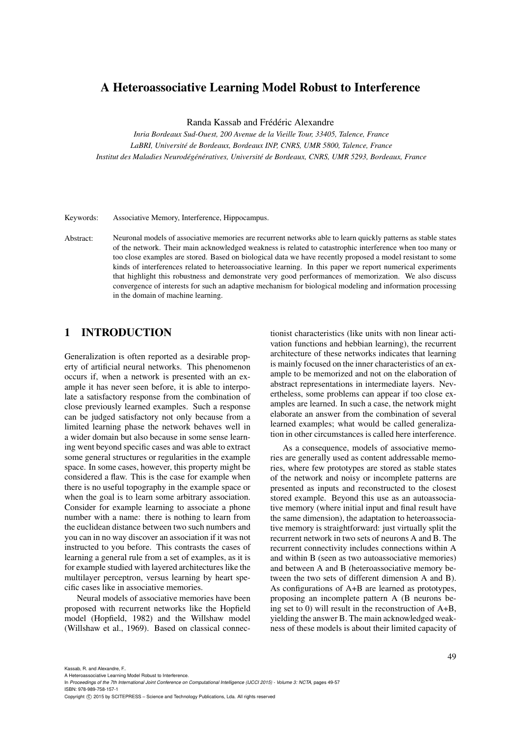# A Heteroassociative Learning Model Robust to Interference

Randa Kassab and Frédéric Alexandre

*Inria Bordeaux Sud-Ouest, 200 Avenue de la Vieille Tour, 33405, Talence, France*
*LaBRI, Université de Bordeaux, Bordeaux INP, CNRS, UMR 5800, Talence, France*
*Institut des Maladies Neurodégénératives, Université de Bordeaux, CNRS, UMR 5293, Bordeaux, France*

Keywords: Associative Memory, Interference, Hippocampus.

Abstract: Neuronal models of associative memories are recurrent networks able to learn quickly patterns as stable states of the network. Their main acknowledged weakness is related to catastrophic interference when too many or too close examples are stored. Based on biological data we have recently proposed a model resistant to some kinds of interferences related to heteroassociative learning. In this paper we report numerical experiments that highlight this robustness and demonstrate very good performances of memorization. We also discuss convergence of interests for such an adaptive mechanism for biological modeling and information processing in the domain of machine learning.

## 1 INTRODUCTION

Generalization is often reported as a desirable property of artificial neural networks. This phenomenon occurs if, when a network is presented with an example it has never seen before, it is able to interpolate a satisfactory response from the combination of close previously learned examples. Such a response can be judged satisfactory not only because from a limited learning phase the network behaves well in a wider domain but also because in some sense learning went beyond specific cases and was able to extract some general structures or regularities in the example space. In some cases, however, this property might be considered a flaw. This is the case for example when there is no useful topography in the example space or when the goal is to learn some arbitrary association. Consider for example learning to associate a phone number with a name: there is nothing to learn from the euclidean distance between two such numbers and you can in no way discover an association if it was not instructed to you before. This contrasts the cases of learning a general rule from a set of examples, as it is for example studied with layered architectures like the multilayer perceptron, versus learning by heart specific cases like in associative memories.

Neural models of associative memories have been proposed with recurrent networks like the Hopfield model (Hopfield, 1982) and the Willshaw model (Willshaw et al., 1969). Based on classical connectionist characteristics (like units with non linear activation functions and hebbian learning), the recurrent architecture of these networks indicates that learning is mainly focused on the inner characteristics of an example to be memorized and not on the elaboration of abstract representations in intermediate layers. Nevertheless, some problems can appear if too close examples are learned. In such a case, the network might elaborate an answer from the combination of several learned examples; what would be called generalization in other circumstances is called here interference.

As a consequence, models of associative memories are generally used as content addressable memories, where few prototypes are stored as stable states of the network and noisy or incomplete patterns are presented as inputs and reconstructed to the closest stored example. Beyond this use as an autoassociative memory (where initial input and final result have the same dimension), the adaptation to heteroassociative memory is straightforward: just virtually split the recurrent network in two sets of neurons A and B. The recurrent connectivity includes connections within A and within B (seen as two autoassociative memories) and between A and B (heteroassociative memory between the two sets of different dimension A and B). As configurations of A+B are learned as prototypes, proposing an incomplete pattern A (B neurons being set to 0) will result in the reconstruction of A+B, yielding the answer B. The main acknowledged weakness of these models is about their limited capacity of

Kassab, R. and Alexandre, F..
A Heteroassociative Learning Model Robust to Interference.
In *Proceedings of the 7th International Joint Conference on Computational Intelligence (IJCCI 2015) - Volume 3: NCTA*, pages 49-57
ISBN: 978-989-758-157-1
Copyright © 2015 by SCITEPRESS – Science and Technology Publications, Lda. All rights reserved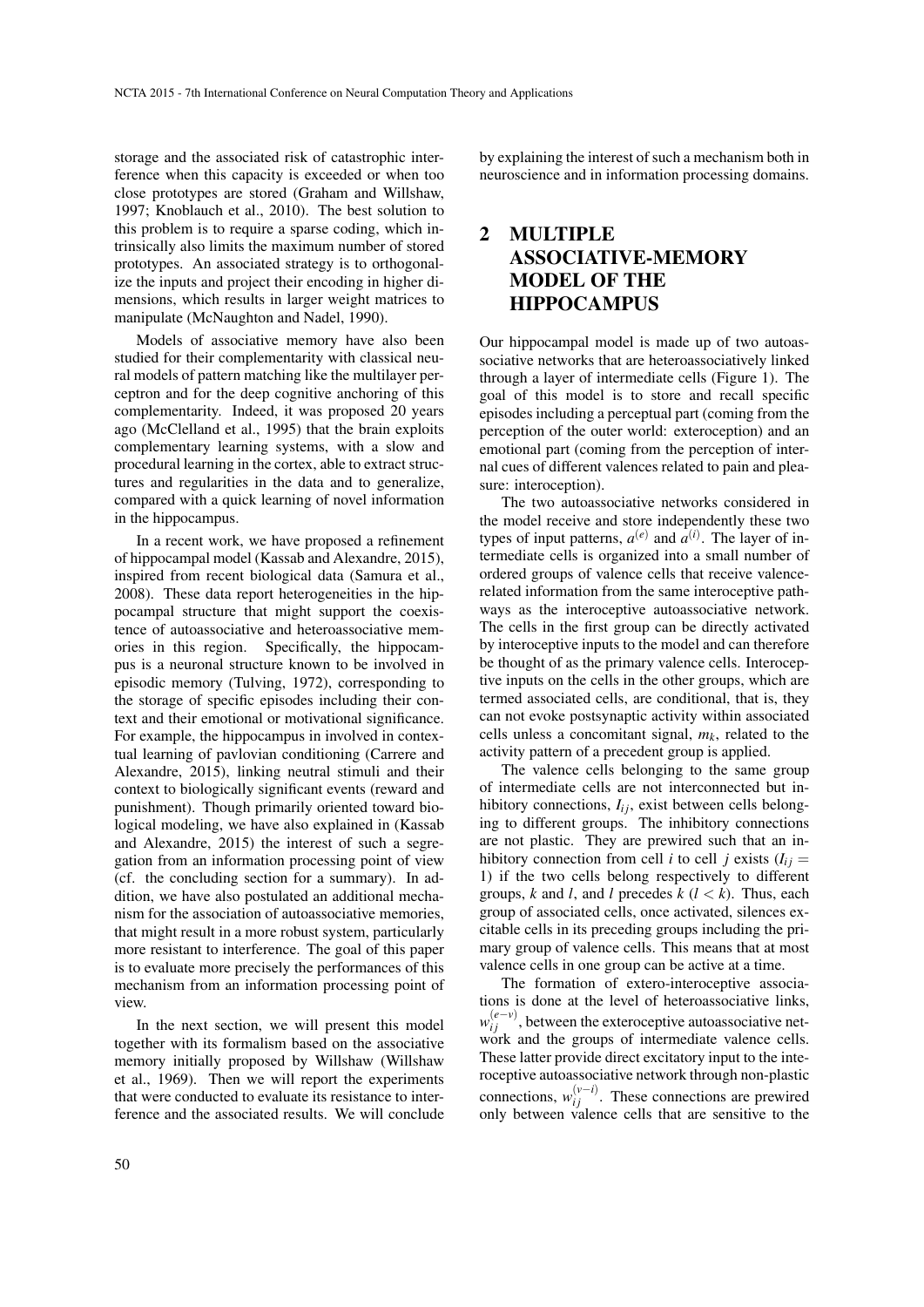storage and the associated risk of catastrophic interference when this capacity is exceeded or when too close prototypes are stored (Graham and Willshaw, 1997; Knoblauch et al., 2010). The best solution to this problem is to require a sparse coding, which intrinsically also limits the maximum number of stored prototypes. An associated strategy is to orthogonalize the inputs and project their encoding in higher dimensions, which results in larger weight matrices to manipulate (McNaughton and Nadel, 1990).

Models of associative memory have also been studied for their complementarity with classical neural models of pattern matching like the multilayer perceptron and for the deep cognitive anchoring of this complementarity. Indeed, it was proposed 20 years ago (McClelland et al., 1995) that the brain exploits complementary learning systems, with a slow and procedural learning in the cortex, able to extract structures and regularities in the data and to generalize, compared with a quick learning of novel information in the hippocampus.

In a recent work, we have proposed a refinement of hippocampal model (Kassab and Alexandre, 2015), inspired from recent biological data (Samura et al., 2008). These data report heterogeneities in the hippocampal structure that might support the coexistence of autoassociative and heteroassociative memories in this region. Specifically, the hippocampus is a neuronal structure known to be involved in episodic memory (Tulving, 1972), corresponding to the storage of specific episodes including their context and their emotional or motivational significance. For example, the hippocampus in involved in contextual learning of pavlovian conditioning (Carrere and Alexandre, 2015), linking neutral stimuli and their context to biologically significant events (reward and punishment). Though primarily oriented toward biological modeling, we have also explained in (Kassab and Alexandre, 2015) the interest of such a segregation from an information processing point of view (cf. the concluding section for a summary). In addition, we have also postulated an additional mechanism for the association of autoassociative memories, that might result in a more robust system, particularly more resistant to interference. The goal of this paper is to evaluate more precisely the performances of this mechanism from an information processing point of view.

In the next section, we will present this model together with its formalism based on the associative memory initially proposed by Willshaw (Willshaw et al., 1969). Then we will report the experiments that were conducted to evaluate its resistance to interference and the associated results. We will conclude by explaining the interest of such a mechanism both in neuroscience and in information processing domains.

## 2 MULTIPLE ASSOCIATIVE-MEMORY MODEL OF THE HIPPOCAMPUS

Our hippocampal model is made up of two autoassociative networks that are heteroassociatively linked through a layer of intermediate cells (Figure 1). The goal of this model is to store and recall specific episodes including a perceptual part (coming from the perception of the outer world: exteroception) and an emotional part (coming from the perception of internal cues of different valences related to pain and pleasure: interoception).

The two autoassociative networks considered in the model receive and store independently these two types of input patterns, $a^{(e)}$ and $a^{(i)}$. The layer of intermediate cells is organized into a small number of ordered groups of valence cells that receive valence-related information from the same interoceptive pathways as the interoceptive autoassociative network. The cells in the first group can be directly activated by interoceptive inputs to the model and can therefore be thought of as the primary valence cells. Interoceptive inputs on the cells in the other groups, which are termed associated cells, are conditional, that is, they can not evoke postsynaptic activity within associated cells unless a concomitant signal, $m_k$, related to the activity pattern of a precedent group is applied.

The valence cells belonging to the same group of intermediate cells are not interconnected but inhibitory connections, $I_{ij}$, exist between cells belonging to different groups. The inhibitory connections are not plastic. They are prewired such that an inhibitory connection from cell $i$ to cell $j$ exists ($I_{ij} = 1$) if the two cells belong respectively to different groups, $k$ and $l$, and $l$ precedes $k$ ($l < k$). Thus, each group of associated cells, once activated, silences excitable cells in its preceding groups including the primary group of valence cells. This means that at most valence cells in one group can be active at a time.

The formation of extero-interoceptive associations is done at the level of heteroassociative links, $w_{ij}^{(e-v)}$, between the exteroceptive autoassociative network and the groups of intermediate valence cells. These latter provide direct excitatory input to the interoceptive autoassociative network through non-plastic connections, $w_{ij}^{(v-i)}$. These connections are prewired only between valence cells that are sensitive to the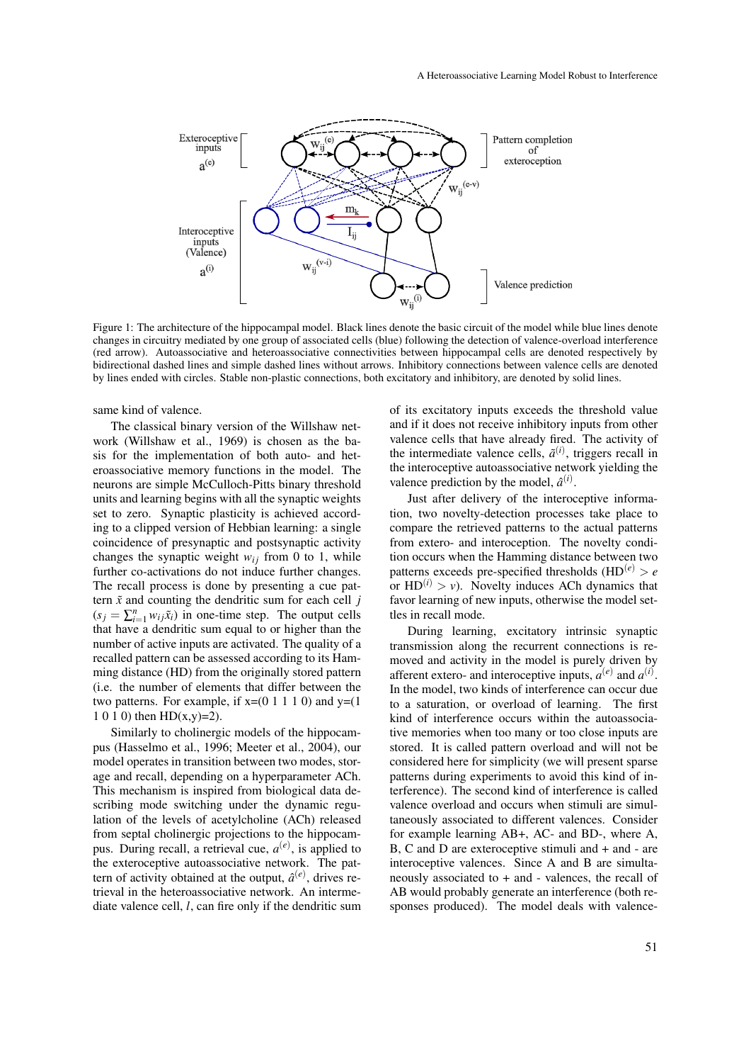Figure 1: The architecture of the hippocampal model. Black lines denote the basic circuit of the model while blue lines denote changes in circuitry mediated by one group of associated cells (blue) following the detection of valence-overload interference (red arrow). Autoassociative and heteroassociative connectivities between hippocampal cells are denoted respectively by bidirectional dashed lines and simple dashed lines without arrows. Inhibitory connections between valence cells are denoted by lines ended with circles. Stable non-plastic connections, both excitatory and inhibitory, are denoted by solid lines.

same kind of valence.

The classical binary version of the Willshaw network (Willshaw et al., 1969) is chosen as the basis for the implementation of both auto- and heteroassociative memory functions in the model. The neurons are simple McCulloch-Pitts binary threshold units and learning begins with all the synaptic weights set to zero. Synaptic plasticity is achieved according to a clipped version of Hebbian learning: a single coincidence of presynaptic and postsynaptic activity changes the synaptic weight $w_{ij}$ from 0 to 1, while further co-activations do not induce further changes. The recall process is done by presenting a cue pattern $\tilde{x}$ and counting the dendritic sum for each cell $j$ ($s_j = \sum_{i=1}^{n} w_{ij}\tilde{x}_i$) in one-time step. The output cells that have a dendritic sum equal to or higher than the number of active inputs are activated. The quality of a recalled pattern can be assessed according to its Hamming distance (HD) from the originally stored pattern (i.e. the number of elements that differ between the two patterns. For example, if x=(0 1 1 1 0) and y=(1 1 0 1 0) then HD(x,y)=2).

Similarly to cholinergic models of the hippocampus (Hasselmo et al., 1996; Meeter et al., 2004), our model operates in transition between two modes, storage and recall, depending on a hyperparameter ACh. This mechanism is inspired from biological data describing mode switching under the dynamic regulation of the levels of acetylcholine (ACh) released from septal cholinergic projections to the hippocampus. During recall, a retrieval cue, $a^{(e)}$, is applied to the exteroceptive autoassociative network. The pattern of activity obtained at the output, $\hat{a}^{(e)}$, drives retrieval in the heteroassociative network. An intermediate valence cell, $l$, can fire only if the dendritic sum of its excitatory inputs exceeds the threshold value and if it does not receive inhibitory inputs from other valence cells that have already fired. The activity of the intermediate valence cells, $\tilde{a}^{(i)}$, triggers recall in the interoceptive autoassociative network yielding the valence prediction by the model, $\hat{a}^{(i)}$.

Just after delivery of the interoceptive information, two novelty-detection processes take place to compare the retrieved patterns to the actual patterns from extero- and interoception. The novelty condition occurs when the Hamming distance between two patterns exceeds pre-specified thresholds ($\text{HD}^{(e)} > e$ or $\text{HD}^{(i)} > v$). Novelty induces ACh dynamics that favor learning of new inputs, otherwise the model settles in recall mode.

During learning, excitatory intrinsic synaptic transmission along the recurrent connections is removed and activity in the model is purely driven by afferent extero- and interoceptive inputs, $a^{(e)}$ and $a^{(i)}$. In the model, two kinds of interference can occur due to a saturation, or overload of learning. The first kind of interference occurs within the autoassociative memories when too many or too close inputs are stored. It is called pattern overload and will not be considered here for simplicity (we will present sparse patterns during experiments to avoid this kind of interference). The second kind of interference is called valence overload and occurs when stimuli are simultaneously associated to different valences. Consider for example learning AB+, AC- and BD-, where A, B, C and D are exteroceptive stimuli and + and - are interoceptive valences. Since A and B are simultaneously associated to + and - valences, the recall of AB would probably generate an interference (both responses produced). The model deals with valence-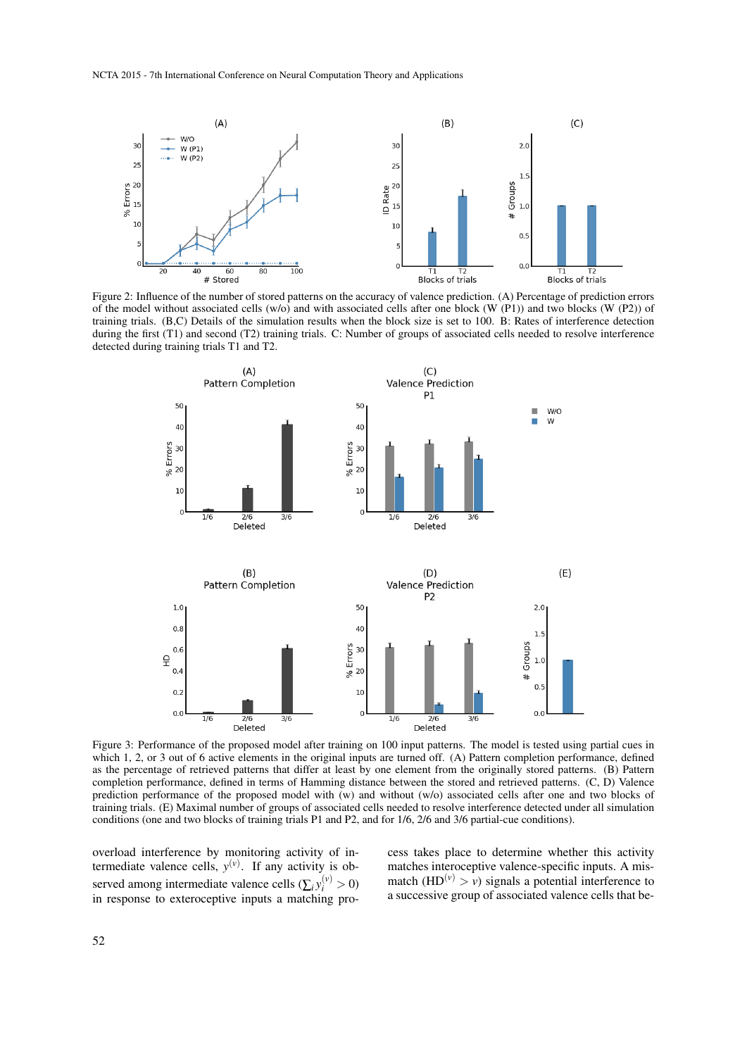Figure 2: Influence of the number of stored patterns on the accuracy of valence prediction. (A) Percentage of prediction errors of the model without associated cells (w/o) and with associated cells after one block (W (P1)) and two blocks (W (P2)) of training trials. (B,C) Details of the simulation results when the block size is set to 100. B: Rates of interference detection during the first (T1) and second (T2) training trials. C: Number of groups of associated cells needed to resolve interference detected during training trials T1 and T2.

Figure 3: Performance of the proposed model after training on 100 input patterns. The model is tested using partial cues in which 1, 2, or 3 out of 6 active elements in the original inputs are turned off. (A) Pattern completion performance, defined as the percentage of retrieved patterns that differ at least by one element from the originally stored patterns. (B) Pattern completion performance, defined in terms of Hamming distance between the stored and retrieved patterns. (C, D) Valence prediction performance of the proposed model with (w) and without (w/o) associated cells after one and two blocks of training trials. (E) Maximal number of groups of associated cells needed to resolve interference detected under all simulation conditions (one and two blocks of training trials P1 and P2, and for 1/6, 2/6 and 3/6 partial-cue conditions).

overload interference by monitoring activity of intermediate valence cells, $y^{(v)}$. If any activity is observed among intermediate valence cells ($\sum_i y_i^{(v)} > 0$) in response to exteroceptive inputs a matching process takes place to determine whether this activity matches interoceptive valence-specific inputs. A mismatch ($\text{HD}^{(v)} > \nu$) signals a potential interference to a successive group of associated valence cells that be-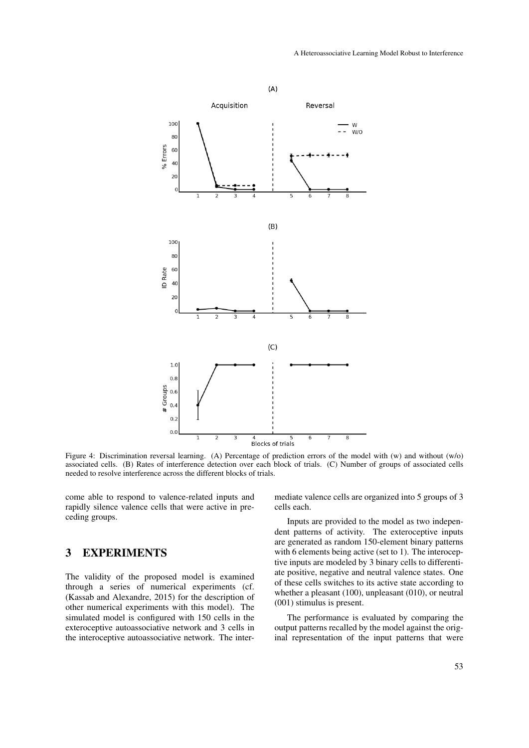Figure 4: Discrimination reversal learning. (A) Percentage of prediction errors of the model with (w) and without (w/o) associated cells. (B) Rates of interference detection over each block of trials. (C) Number of groups of associated cells needed to resolve interference across the different blocks of trials.

come able to respond to valence-related inputs and rapidly silence valence cells that were active in preceding groups.

## 3 EXPERIMENTS

The validity of the proposed model is examined through a series of numerical experiments (cf. (Kassab and Alexandre, 2015) for the description of other numerical experiments with this model). The simulated model is configured with 150 cells in the exteroceptive autoassociative network and 3 cells in the interoceptive autoassociative network. The intermediate valence cells are organized into 5 groups of 3 cells each.

Inputs are provided to the model as two independent patterns of activity. The exteroceptive inputs are generated as random 150-element binary patterns with 6 elements being active (set to 1). The interoceptive inputs are modeled by 3 binary cells to differentiate positive, negative and neutral valence states. One of these cells switches to its active state according to whether a pleasant (100), unpleasant (010), or neutral (001) stimulus is present.

The performance is evaluated by comparing the output patterns recalled by the model against the original representation of the input patterns that were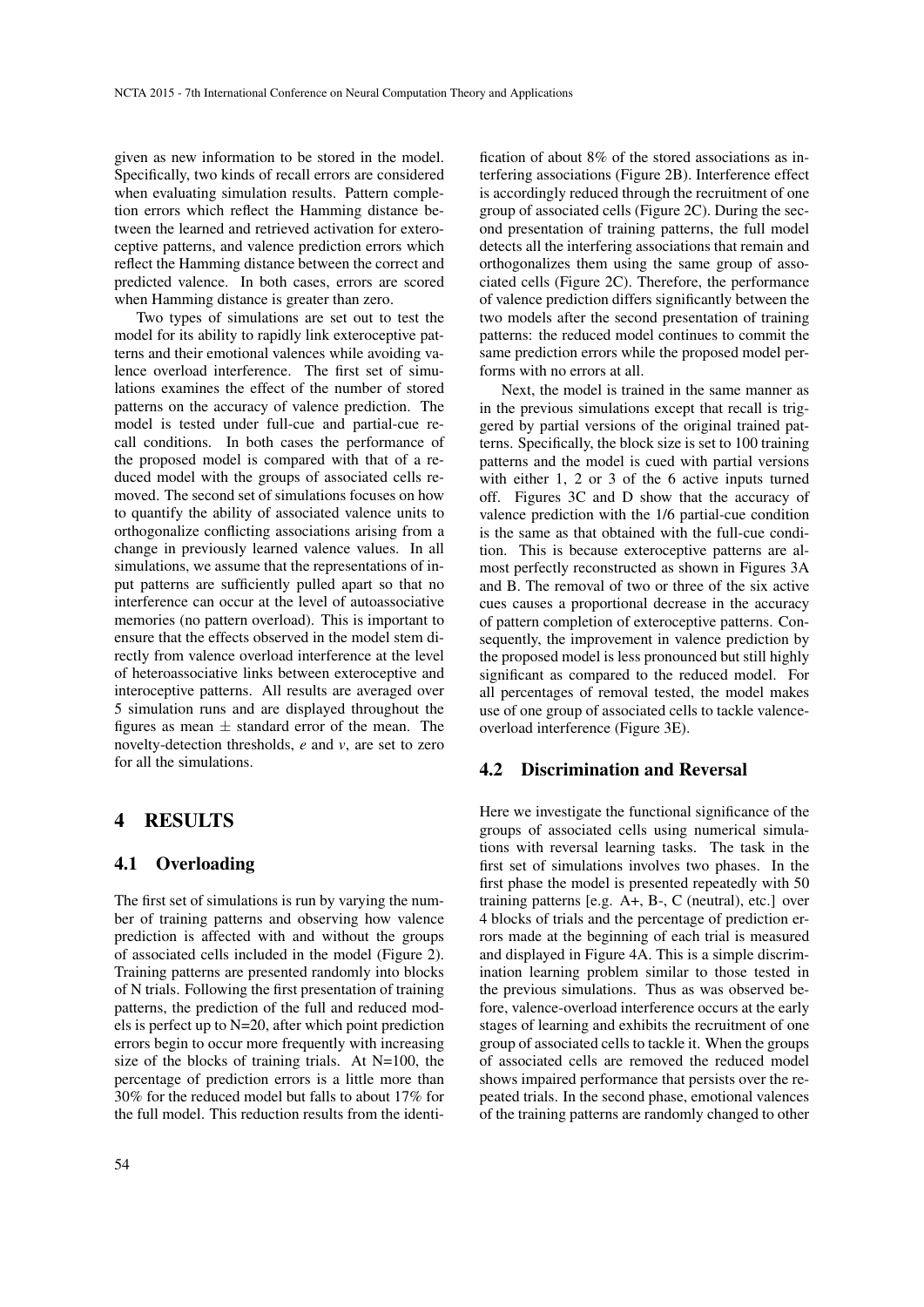given as new information to be stored in the model. Specifically, two kinds of recall errors are considered when evaluating simulation results. Pattern completion errors which reflect the Hamming distance between the learned and retrieved activation for exteroceptive patterns, and valence prediction errors which reflect the Hamming distance between the correct and predicted valence. In both cases, errors are scored when Hamming distance is greater than zero.

Two types of simulations are set out to test the model for its ability to rapidly link exteroceptive patterns and their emotional valences while avoiding valence overload interference. The first set of simulations examines the effect of the number of stored patterns on the accuracy of valence prediction. The model is tested under full-cue and partial-cue recall conditions. In both cases the performance of the proposed model is compared with that of a reduced model with the groups of associated cells removed. The second set of simulations focuses on how to quantify the ability of associated valence units to orthogonalize conflicting associations arising from a change in previously learned valence values. In all simulations, we assume that the representations of input patterns are sufficiently pulled apart so that no interference can occur at the level of autoassociative memories (no pattern overload). This is important to ensure that the effects observed in the model stem directly from valence overload interference at the level of heteroassociative links between exteroceptive and interoceptive patterns. All results are averaged over 5 simulation runs and are displayed throughout the figures as mean $\pm$ standard error of the mean. The novelty-detection thresholds, $e$ and $v$, are set to zero for all the simulations.

# 4 RESULTS

## 4.1 Overloading

The first set of simulations is run by varying the number of training patterns and observing how valence prediction is affected with and without the groups of associated cells included in the model (Figure 2). Training patterns are presented randomly into blocks of N trials. Following the first presentation of training patterns, the prediction of the full and reduced models is perfect up to N=20, after which point prediction errors begin to occur more frequently with increasing size of the blocks of training trials. At N=100, the percentage of prediction errors is a little more than 30% for the reduced model but falls to about 17% for the full model. This reduction results from the identification of about 8% of the stored associations as interfering associations (Figure 2B). Interference effect is accordingly reduced through the recruitment of one group of associated cells (Figure 2C). During the second presentation of training patterns, the full model detects all the interfering associations that remain and orthogonalizes them using the same group of associated cells (Figure 2C). Therefore, the performance of valence prediction differs significantly between the two models after the second presentation of training patterns: the reduced model continues to commit the same prediction errors while the proposed model performs with no errors at all.

Next, the model is trained in the same manner as in the previous simulations except that recall is triggered by partial versions of the original trained patterns. Specifically, the block size is set to 100 training patterns and the model is cued with partial versions with either 1, 2 or 3 of the 6 active inputs turned off. Figures 3C and D show that the accuracy of valence prediction with the 1/6 partial-cue condition is the same as that obtained with the full-cue condition. This is because exteroceptive patterns are almost perfectly reconstructed as shown in Figures 3A and B. The removal of two or three of the six active cues causes a proportional decrease in the accuracy of pattern completion of exteroceptive patterns. Consequently, the improvement in valence prediction by the proposed model is less pronounced but still highly significant as compared to the reduced model. For all percentages of removal tested, the model makes use of one group of associated cells to tackle valence-overload interference (Figure 3E).

## 4.2 Discrimination and Reversal

Here we investigate the functional significance of the groups of associated cells using numerical simulations with reversal learning tasks. The task in the first set of simulations involves two phases. In the first phase the model is presented repeatedly with 50 training patterns [e.g. A+, B-, C (neutral), etc.] over 4 blocks of trials and the percentage of prediction errors made at the beginning of each trial is measured and displayed in Figure 4A. This is a simple discrimination learning problem similar to those tested in the previous simulations. Thus as was observed before, valence-overload interference occurs at the early stages of learning and exhibits the recruitment of one group of associated cells to tackle it. When the groups of associated cells are removed the reduced model shows impaired performance that persists over the repeated trials. In the second phase, emotional valences of the training patterns are randomly changed to other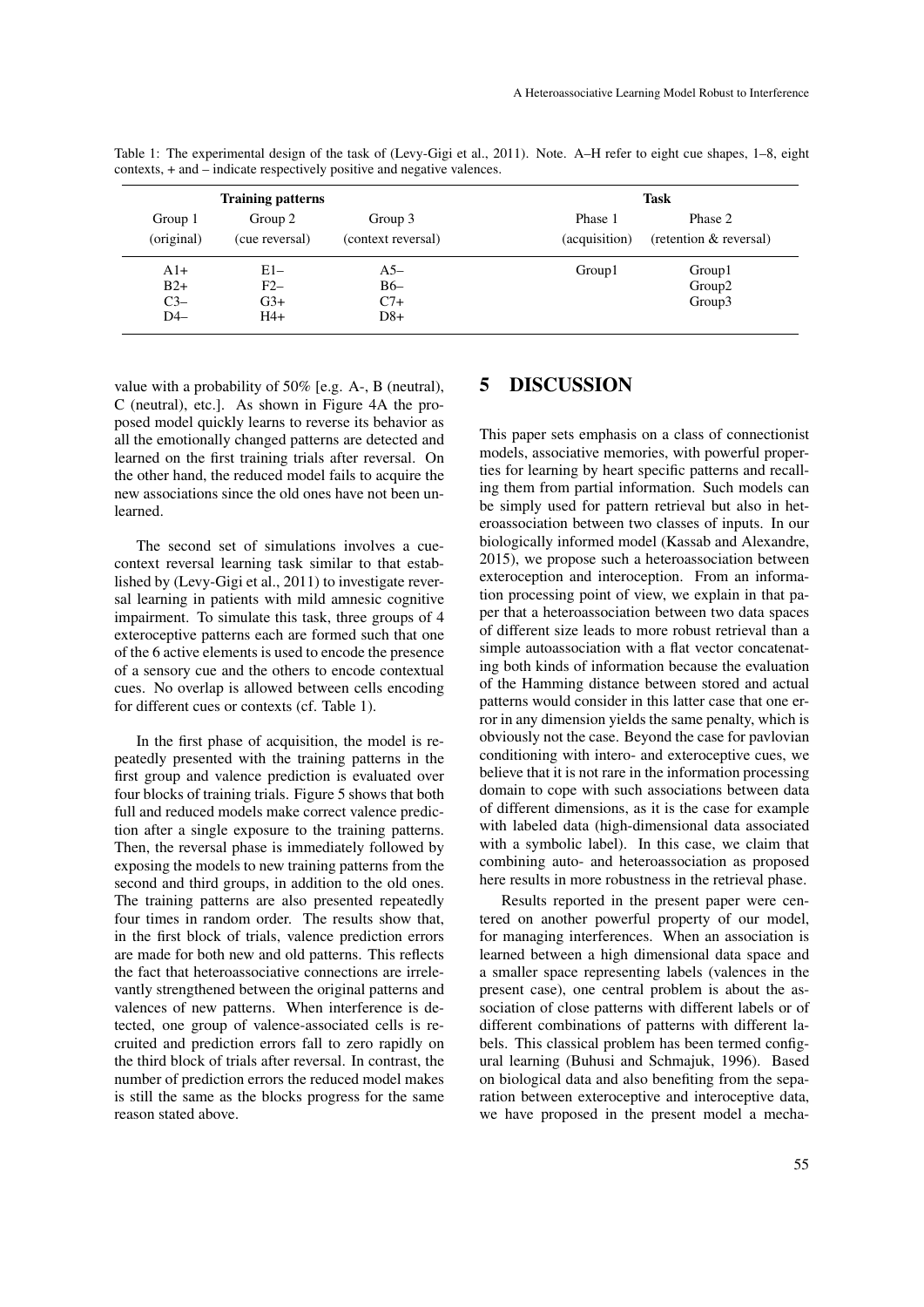Table 1: The experimental design of the task of (Levy-Gigi et al., 2011). Note. A–H refer to eight cue shapes, 1–8, eight contexts, + and – indicate respectively positive and negative valences.

| Training patterns | | | Task | |
|---|---|---|---|---|
| Group 1 (original) | Group 2 (cue reversal) | Group 3 (context reversal) | Phase 1 (acquisition) | Phase 2 (retention & reversal) |
| A1+ | E1– | A5– | Group1 | Group1 |
| B2+ | F2– | B6– | | Group2 |
| C3– | G3+ | C7+ | | Group3 |
| D4– | H4+ | D8+ | | |

value with a probability of 50% [e.g. A-, B (neutral), C (neutral), etc.]. As shown in Figure 4A the proposed model quickly learns to reverse its behavior as all the emotionally changed patterns are detected and learned on the first training trials after reversal. On the other hand, the reduced model fails to acquire the new associations since the old ones have not been unlearned.

The second set of simulations involves a cue-context reversal learning task similar to that established by (Levy-Gigi et al., 2011) to investigate reversal learning in patients with mild amnesic cognitive impairment. To simulate this task, three groups of 4 exteroceptive patterns each are formed such that one of the 6 active elements is used to encode the presence of a sensory cue and the others to encode contextual cues. No overlap is allowed between cells encoding for different cues or contexts (cf. Table 1).

In the first phase of acquisition, the model is repeatedly presented with the training patterns in the first group and valence prediction is evaluated over four blocks of training trials. Figure 5 shows that both full and reduced models make correct valence prediction after a single exposure to the training patterns. Then, the reversal phase is immediately followed by exposing the models to new training patterns from the second and third groups, in addition to the old ones. The training patterns are also presented repeatedly four times in random order. The results show that, in the first block of trials, valence prediction errors are made for both new and old patterns. This reflects the fact that heteroassociative connections are irrelevantly strengthened between the original patterns and valences of new patterns. When interference is detected, one group of valence-associated cells is recruited and prediction errors fall to zero rapidly on the third block of trials after reversal. In contrast, the number of prediction errors the reduced model makes is still the same as the blocks progress for the same reason stated above.

# 5 DISCUSSION

This paper sets emphasis on a class of connectionist models, associative memories, with powerful properties for learning by heart specific patterns and recalling them from partial information. Such models can be simply used for pattern retrieval but also in heteroassociation between two classes of inputs. In our biologically informed model (Kassab and Alexandre, 2015), we propose such a heteroassociation between exteroception and interoception. From an information processing point of view, we explain in that paper that a heteroassociation between two data spaces of different size leads to more robust retrieval than a simple autoassociation with a flat vector concatenating both kinds of information because the evaluation of the Hamming distance between stored and actual patterns would consider in this latter case that one error in any dimension yields the same penalty, which is obviously not the case. Beyond the case for pavlovian conditioning with intero- and exteroceptive cues, we believe that it is not rare in the information processing domain to cope with such associations between data of different dimensions, as it is the case for example with labeled data (high-dimensional data associated with a symbolic label). In this case, we claim that combining auto- and heteroassociation as proposed here results in more robustness in the retrieval phase.

Results reported in the present paper were centered on another powerful property of our model, for managing interferences. When an association is learned between a high dimensional data space and a smaller space representing labels (valences in the present case), one central problem is about the association of close patterns with different labels or of different combinations of patterns with different labels. This classical problem has been termed configural learning (Buhusi and Schmajuk, 1996). Based on biological data and also benefiting from the separation between exteroceptive and interoceptive data, we have proposed in the present model a mecha-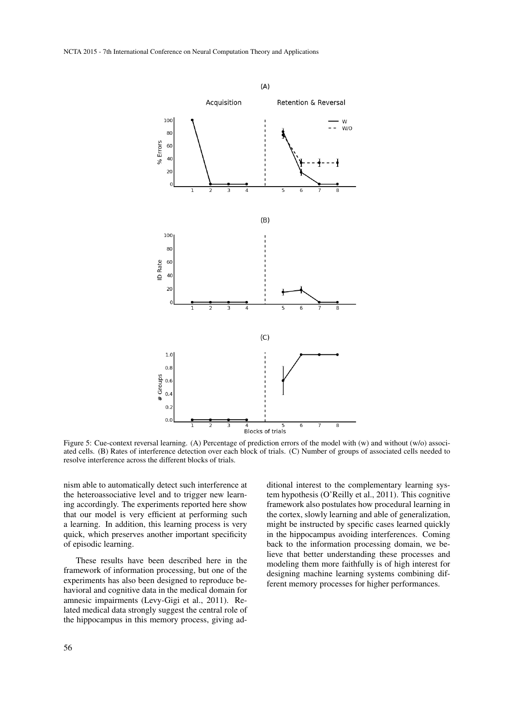Figure 5: Cue-context reversal learning. (A) Percentage of prediction errors of the model with (w) and without (w/o) associated cells. (B) Rates of interference detection over each block of trials. (C) Number of groups of associated cells needed to resolve interference across the different blocks of trials.

nism able to automatically detect such interference at the heteroassociative level and to trigger new learning accordingly. The experiments reported here show that our model is very efficient at performing such a learning. In addition, this learning process is very quick, which preserves another important specificity of episodic learning.

These results have been described here in the framework of information processing, but one of the experiments has also been designed to reproduce behavioral and cognitive data in the medical domain for amnesic impairments (Levy-Gigi et al., 2011). Related medical data strongly suggest the central role of the hippocampus in this memory process, giving additional interest to the complementary learning system hypothesis (O'Reilly et al., 2011). This cognitive framework also postulates how procedural learning in the cortex, slowly learning and able of generalization, might be instructed by specific cases learned quickly in the hippocampus avoiding interferences. Coming back to the information processing domain, we believe that better understanding these processes and modeling them more faithfully is of high interest for designing machine learning systems combining different memory processes for higher performances.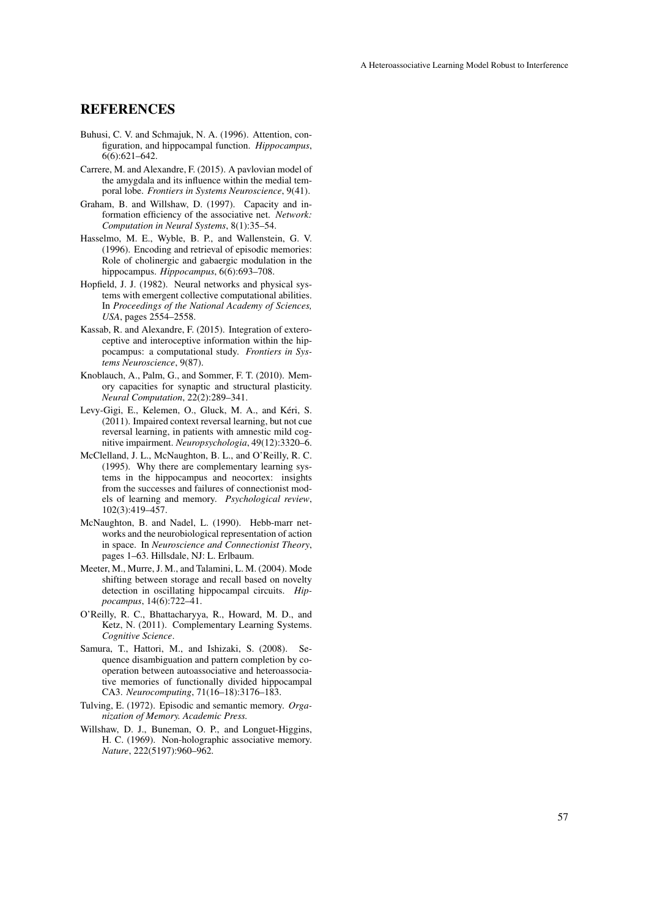## REFERENCES

Buhusi, C. V. and Schmajuk, N. A. (1996). Attention, configuration, and hippocampal function. *Hippocampus*, 6(6):621–642.

Carrere, M. and Alexandre, F. (2015). A pavlovian model of the amygdala and its influence within the medial temporal lobe. *Frontiers in Systems Neuroscience*, 9(41).

Graham, B. and Willshaw, D. (1997). Capacity and information efficiency of the associative net. *Network: Computation in Neural Systems*, 8(1):35–54.

Hasselmo, M. E., Wyble, B. P., and Wallenstein, G. V. (1996). Encoding and retrieval of episodic memories: Role of cholinergic and gabaergic modulation in the hippocampus. *Hippocampus*, 6(6):693–708.

Hopfield, J. J. (1982). Neural networks and physical systems with emergent collective computational abilities. In *Proceedings of the National Academy of Sciences, USA*, pages 2554–2558.

Kassab, R. and Alexandre, F. (2015). Integration of exteroceptive and interoceptive information within the hippocampus: a computational study. *Frontiers in Systems Neuroscience*, 9(87).

Knoblauch, A., Palm, G., and Sommer, F. T. (2010). Memory capacities for synaptic and structural plasticity. *Neural Computation*, 22(2):289–341.

Levy-Gigi, E., Kelemen, O., Gluck, M. A., and Kéri, S. (2011). Impaired context reversal learning, but not cue reversal learning, in patients with amnestic mild cognitive impairment. *Neuropsychologia*, 49(12):3320–6.

McClelland, J. L., McNaughton, B. L., and O'Reilly, R. C. (1995). Why there are complementary learning systems in the hippocampus and neocortex: insights from the successes and failures of connectionist models of learning and memory. *Psychological review*, 102(3):419–457.

McNaughton, B. and Nadel, L. (1990). Hebb-marr networks and the neurobiological representation of action in space. In *Neuroscience and Connectionist Theory*, pages 1–63. Hillsdale, NJ: L. Erlbaum.

Meeter, M., Murre, J. M., and Talamini, L. M. (2004). Mode shifting between storage and recall based on novelty detection in oscillating hippocampal circuits. *Hippocampus*, 14(6):722–41.

O'Reilly, R. C., Bhattacharyya, R., Howard, M. D., and Ketz, N. (2011). Complementary Learning Systems. *Cognitive Science*.

Samura, T., Hattori, M., and Ishizaki, S. (2008). Sequence disambiguation and pattern completion by cooperation between autoassociative and heteroassociative memories of functionally divided hippocampal CA3. *Neurocomputing*, 71(16–18):3176–183.

Tulving, E. (1972). Episodic and semantic memory. *Organization of Memory. Academic Press.*

Willshaw, D. J., Buneman, O. P., and Longuet-Higgins, H. C. (1969). Non-holographic associative memory. *Nature*, 222(5197):960–962.